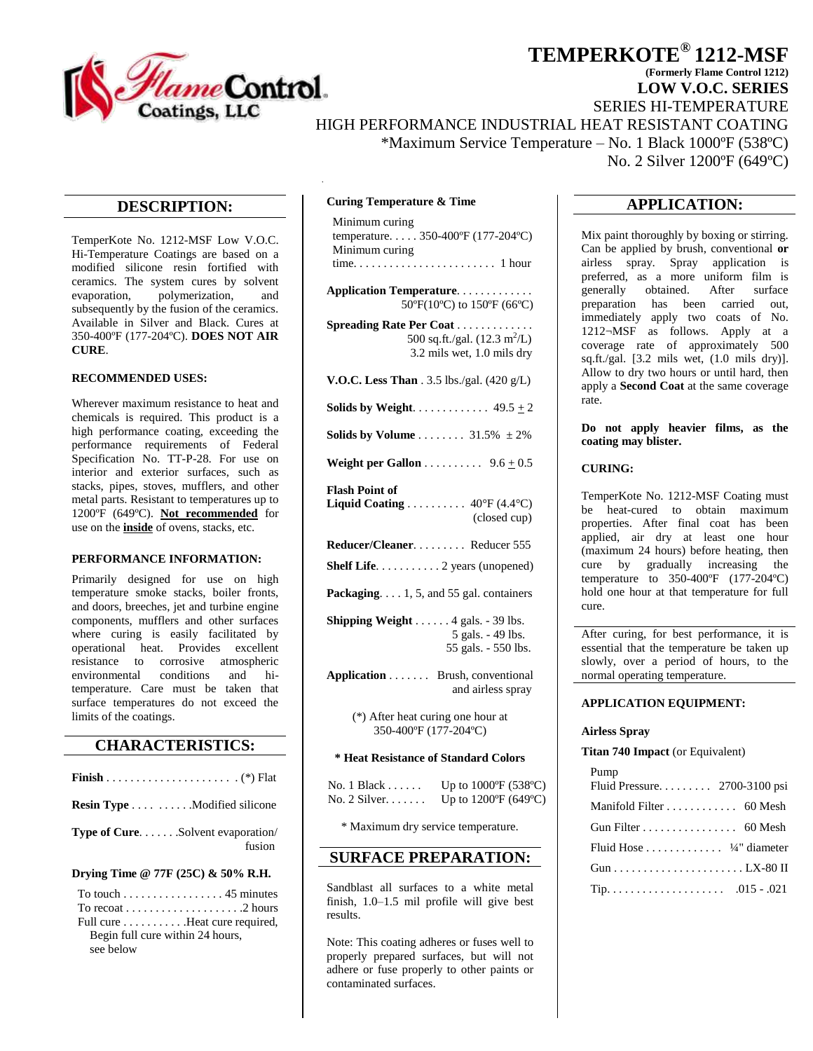# TEMPERKOTE® 1212-MSF

**(Formerly Flame Control 1212)**

**LOW V.O.C. SERIES**

SERIES HI-TEMPERATURE

HIGH PERFORMANCE INDUSTRIAL HEAT RESISTANT COATING

*Maximum Service Temperature – No. 1 Black 1000ºF (538ºC)
No. 2 Silver 1200ºF (649ºC)

## DESCRIPTION:

TemperKote No. 1212-MSF Low V.O.C. Hi-Temperature Coatings are based on a modified silicone resin fortified with ceramics. The system cures by solvent evaporation, polymerization, and subsequently by the fusion of the ceramics. Available in Silver and Black. Cures at 350-400ºF (177-204ºC). **DOES NOT AIR CURE**.

**RECOMMENDED USES:**

Wherever maximum resistance to heat and chemicals is required. This product is a high performance coating, exceeding the performance requirements of Federal Specification No. TT-P-28. For use on interior and exterior surfaces, such as stacks, pipes, stoves, mufflers, and other metal parts. Resistant to temperatures up to 1200ºF (649ºC). **Not recommended** for use on the **inside** of ovens, stacks, etc.

**PERFORMANCE INFORMATION:**

Primarily designed for use on high temperature smoke stacks, boiler fronts, and doors, breeches, jet and turbine engine components, mufflers and other surfaces where curing is easily facilitated by operational heat. Provides excellent resistance to corrosive atmospheric environmental conditions and hi-temperature. Care must be taken that surface temperatures do not exceed the limits of the coatings.

## CHARACTERISTICS:

**Finish** . . . . . . . . . . . . . . . . . . . . . (*) Flat

**Resin Type** . . . . . . . . .Modified silicone

**Type of Cure**. . . . . . .Solvent evaporation/ fusion

**Drying Time @ 77F (25C) & 50% R.H.**

To touch . . . . . . . . . . . . . . . . . 45 minutes
To recoat . . . . . . . . . . . . . . . . . . . .2 hours
Full cure . . . . . . . . . . .Heat cure required, Begin full cure within 24 hours, see below

**Curing Temperature & Time**

Minimum curing temperature. . . . . 350-400ºF (177-204ºC)
Minimum curing time. . . . . . . . . . . . . . . . . . . . . . . . 1 hour

**Application Temperature**. . . . . . . . . . . . . 50ºF(10ºC) to 150ºF (66ºC)

**Spreading Rate Per Coat** . . . . . . . . . . . . . 500 sq.ft./gal. (12.3 $m^2$/L) 3.2 mils wet, 1.0 mils dry

**V.O.C. Less Than** . 3.5 lbs./gal. (420 g/L)

**Solids by Weight**. . . . . . . . . . . . . 49.5 ± 2

**Solids by Volume** . . . . . . . . 31.5% ± 2%

**Weight per Gallon** . . . . . . . . . . 9.6 ± 0.5

**Flash Point of Liquid Coating** . . . . . . . . . . 40°F (4.4°C) (closed cup)

**Reducer/Cleaner**. . . . . . . . . Reducer 555

**Shelf Life**. . . . . . . . . . . 2 years (unopened)

**Packaging**. . . . 1, 5, and 55 gal. containers

**Shipping Weight** . . . . . . 4 gals. - 39 lbs.
5 gals. - 49 lbs.
55 gals. - 550 lbs.

**Application** . . . . . . . Brush, conventional and airless spray

(*) After heat curing one hour at 350-400ºF (177-204ºC)

**\* Heat Resistance of Standard Colors**

No. 1 Black . . . . . . Up to 1000ºF (538ºC)
No. 2 Silver. . . . . . . Up to 1200ºF (649ºC)

\* Maximum dry service temperature.

## SURFACE PREPARATION:

Sandblast all surfaces to a white metal finish, 1.0–1.5 mil profile will give best results.

Note: This coating adheres or fuses well to properly prepared surfaces, but will not adhere or fuse properly to other paints or contaminated surfaces.

## APPLICATION:

Mix paint thoroughly by boxing or stirring. Can be applied by brush, conventional **or** airless spray. Spray application is preferred, as a more uniform film is generally obtained. After surface preparation has been carried out, immediately apply two coats of No. 1212-MSF as follows. Apply at a coverage rate of approximately 500 sq.ft./gal. [3.2 mils wet, (1.0 mils dry)]. Allow to dry two hours or until hard, then apply a **Second Coat** at the same coverage rate.

**Do not apply heavier films, as the coating may blister.**

**CURING:**

TemperKote No. 1212-MSF Coating must be heat-cured to obtain maximum properties. After final coat has been applied, air dry at least one hour (maximum 24 hours) before heating, then cure by gradually increasing the temperature to 350-400ºF (177-204ºC) hold one hour at that temperature for full cure.

After curing, for best performance, it is essential that the temperature be taken up slowly, over a period of hours, to the normal operating temperature.

**APPLICATION EQUIPMENT:**

**Airless Spray**

**Titan 740 Impact** (or Equivalent)

Pump Fluid Pressure. . . . . . . . . 2700-3100 psi

Manifold Filter . . . . . . . . . . . . 60 Mesh

Gun Filter . . . . . . . . . . . . . . . . 60 Mesh

Fluid Hose . . . . . . . . . . . . . ¼" diameter

Gun . . . . . . . . . . . . . . . . . . . . . . LX-80 II

Tip. . . . . . . . . . . . . . . . . . . . .015 - .021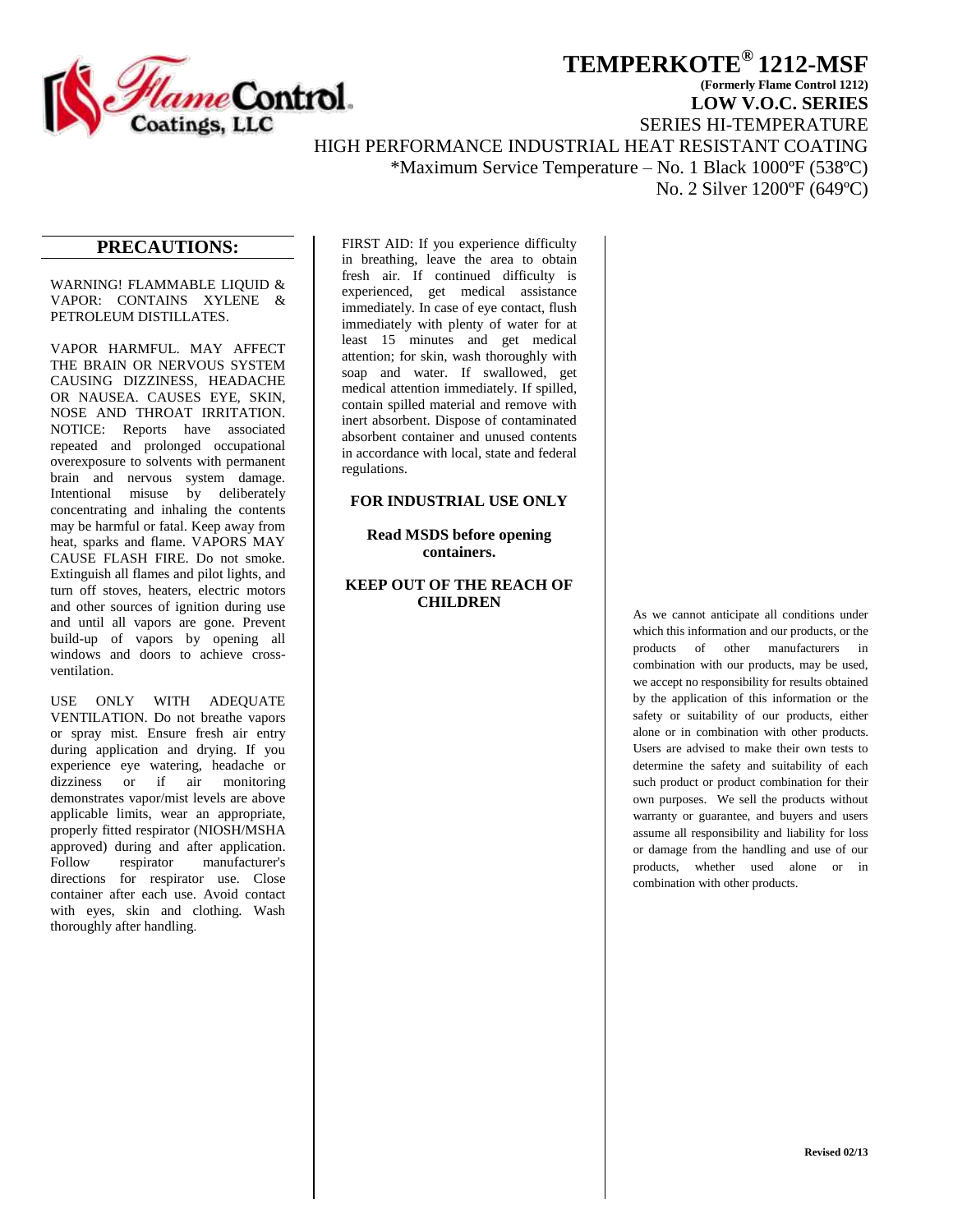# TEMPERKOTE® 1212-MSF

**(Formerly Flame Control 1212)**

**LOW V.O.C. SERIES**

SERIES HI-TEMPERATURE

HIGH PERFORMANCE INDUSTRIAL HEAT RESISTANT COATING

*Maximum Service Temperature – No. 1 Black 1000ºF (538ºC)

No. 2 Silver 1200ºF (649ºC)

## PRECAUTIONS:

WARNING! FLAMMABLE LIQUID & VAPOR: CONTAINS XYLENE & PETROLEUM DISTILLATES.

VAPOR HARMFUL. MAY AFFECT THE BRAIN OR NERVOUS SYSTEM CAUSING DIZZINESS, HEADACHE OR NAUSEA. CAUSES EYE, SKIN, NOSE AND THROAT IRRITATION. NOTICE: Reports have associated repeated and prolonged occupational overexposure to solvents with permanent brain and nervous system damage. Intentional misuse by deliberately concentrating and inhaling the contents may be harmful or fatal. Keep away from heat, sparks and flame. VAPORS MAY CAUSE FLASH FIRE. Do not smoke. Extinguish all flames and pilot lights, and turn off stoves, heaters, electric motors and other sources of ignition during use and until all vapors are gone. Prevent build-up of vapors by opening all windows and doors to achieve cross-ventilation.

USE ONLY WITH ADEQUATE VENTILATION. Do not breathe vapors or spray mist. Ensure fresh air entry during application and drying. If you experience eye watering, headache or dizziness or if air monitoring demonstrates vapor/mist levels are above applicable limits, wear an appropriate, properly fitted respirator (NIOSH/MSHA approved) during and after application. Follow respirator manufacturer's directions for respirator use. Close container after each use. Avoid contact with eyes, skin and clothing. Wash thoroughly after handling.

FIRST AID: If you experience difficulty in breathing, leave the area to obtain fresh air. If continued difficulty is experienced, get medical assistance immediately. In case of eye contact, flush immediately with plenty of water for at least 15 minutes and get medical attention; for skin, wash thoroughly with soap and water. If swallowed, get medical attention immediately. If spilled, contain spilled material and remove with inert absorbent. Dispose of contaminated absorbent container and unused contents in accordance with local, state and federal regulations.

**FOR INDUSTRIAL USE ONLY**

**Read MSDS before opening containers.**

**KEEP OUT OF THE REACH OF CHILDREN**

As we cannot anticipate all conditions under which this information and our products, or the products of other manufacturers in combination with our products, may be used, we accept no responsibility for results obtained by the application of this information or the safety or suitability of our products, either alone or in combination with other products. Users are advised to make their own tests to determine the safety and suitability of each such product or product combination for their own purposes. We sell the products without warranty or guarantee, and buyers and users assume all responsibility and liability for loss or damage from the handling and use of our products, whether used alone or in combination with other products.

**Revised 02/13**